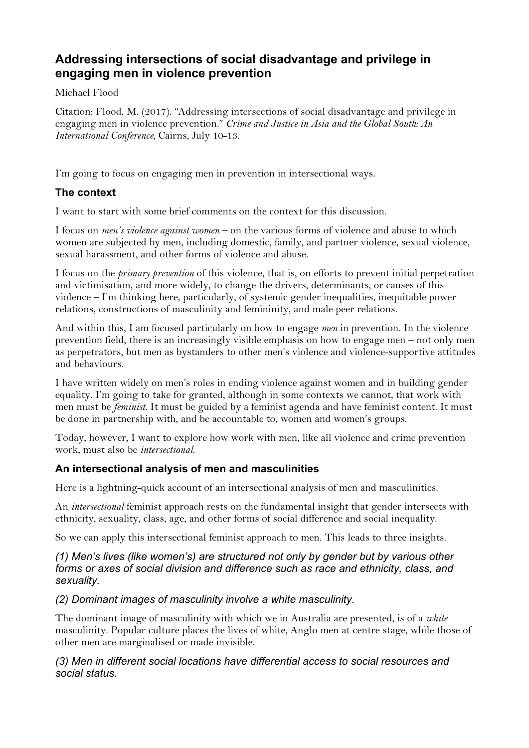# Addressing intersections of social disadvantage and privilege in engaging men in violence prevention

Michael Flood

Citation: Flood, M. (2017). "Addressing intersections of social disadvantage and privilege in engaging men in violence prevention." *Crime and Justice in Asia and the Global South: An International Conference*, Cairns, July 10-13.

I'm going to focus on engaging men in prevention in intersectional ways.

## The context

I want to start with some brief comments on the context for this discussion.

I focus on *men's violence against women* – on the various forms of violence and abuse to which women are subjected by men, including domestic, family, and partner violence, sexual violence, sexual harassment, and other forms of violence and abuse.

I focus on the *primary prevention* of this violence, that is, on efforts to prevent initial perpetration and victimisation, and more widely, to change the drivers, determinants, or causes of this violence – I'm thinking here, particularly, of systemic gender inequalities, inequitable power relations, constructions of masculinity and femininity, and male peer relations.

And within this, I am focused particularly on how to engage *men* in prevention. In the violence prevention field, there is an increasingly visible emphasis on how to engage men – not only men as perpetrators, but men as bystanders to other men's violence and violence-supportive attitudes and behaviours.

I have written widely on men's roles in ending violence against women and in building gender equality. I'm going to take for granted, although in some contexts we cannot, that work with men must be *feminist*. It must be guided by a feminist agenda and have feminist content. It must be done in partnership with, and be accountable to, women and women's groups.

Today, however, I want to explore how work with men, like all violence and crime prevention work, must also be *intersectional*.

## An intersectional analysis of men and masculinities

Here is a lightning-quick account of an intersectional analysis of men and masculinities.

An *intersectional* feminist approach rests on the fundamental insight that gender intersects with ethnicity, sexuality, class, age, and other forms of social difference and social inequality.

So we can apply this intersectional feminist approach to men. This leads to three insights.

### *(1) Men's lives (like women's) are structured not only by gender but by various other forms or axes of social division and difference such as race and ethnicity, class, and sexuality.*

### *(2) Dominant images of masculinity involve a white masculinity.*

The dominant image of masculinity with which we in Australia are presented, is of a *white* masculinity. Popular culture places the lives of white, Anglo men at centre stage, while those of other men are marginalised or made invisible.

### *(3) Men in different social locations have differential access to social resources and social status.*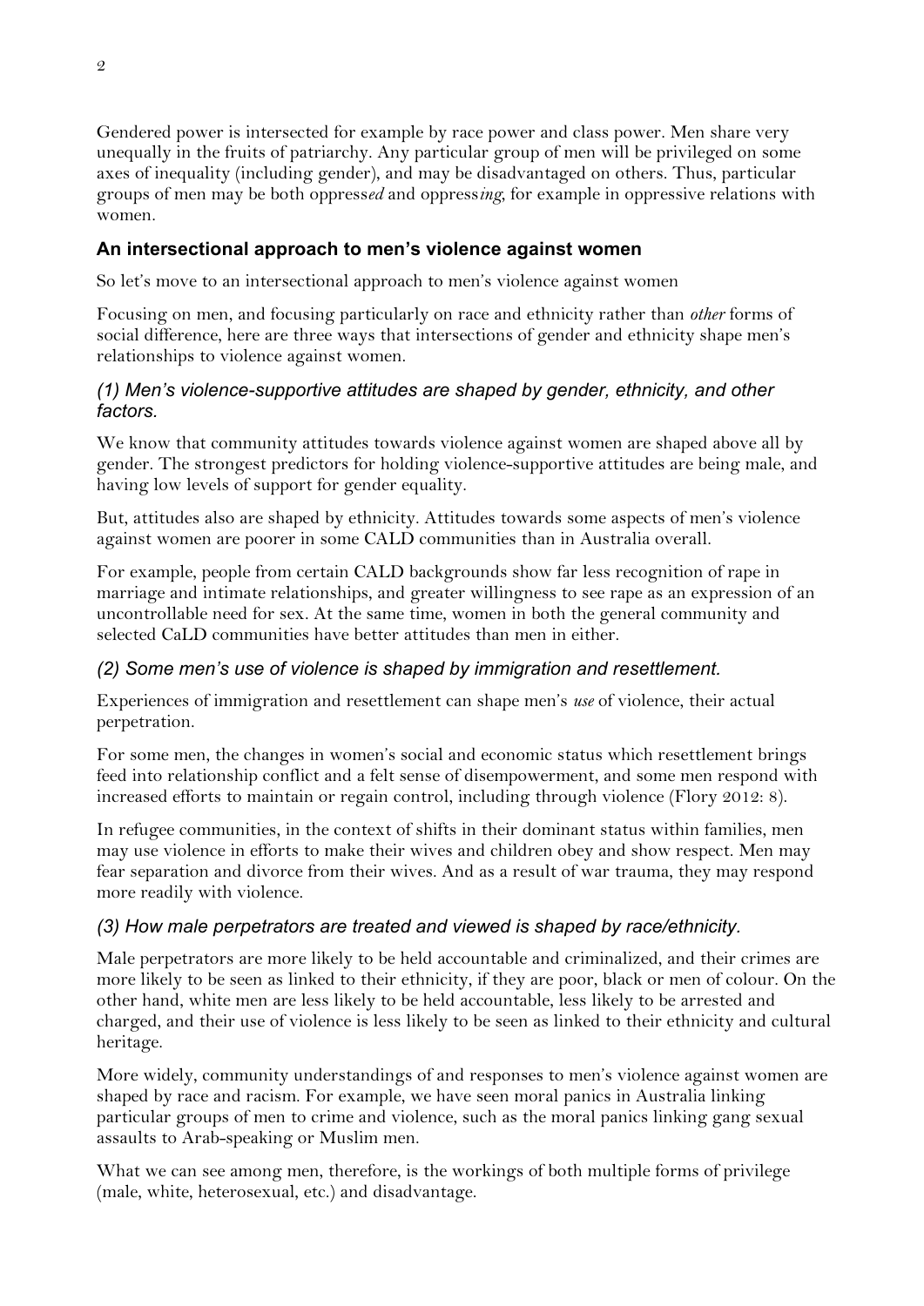Gendered power is intersected for example by race power and class power. Men share very unequally in the fruits of patriarchy. Any particular group of men will be privileged on some axes of inequality (including gender), and may be disadvantaged on others. Thus, particular groups of men may be both oppress*ed* and oppress*ing*, for example in oppressive relations with women.

## An intersectional approach to men's violence against women

So let's move to an intersectional approach to men's violence against women

Focusing on men, and focusing particularly on race and ethnicity rather than *other* forms of social difference, here are three ways that intersections of gender and ethnicity shape men's relationships to violence against women.

### *(1) Men's violence-supportive attitudes are shaped by gender, ethnicity, and other factors.*

We know that community attitudes towards violence against women are shaped above all by gender. The strongest predictors for holding violence-supportive attitudes are being male, and having low levels of support for gender equality.

But, attitudes also are shaped by ethnicity. Attitudes towards some aspects of men's violence against women are poorer in some CALD communities than in Australia overall.

For example, people from certain CALD backgrounds show far less recognition of rape in marriage and intimate relationships, and greater willingness to see rape as an expression of an uncontrollable need for sex. At the same time, women in both the general community and selected CaLD communities have better attitudes than men in either.

### *(2) Some men's use of violence is shaped by immigration and resettlement.*

Experiences of immigration and resettlement can shape men's *use* of violence, their actual perpetration.

For some men, the changes in women's social and economic status which resettlement brings feed into relationship conflict and a felt sense of disempowerment, and some men respond with increased efforts to maintain or regain control, including through violence (Flory 2012: 8).

In refugee communities, in the context of shifts in their dominant status within families, men may use violence in efforts to make their wives and children obey and show respect. Men may fear separation and divorce from their wives. And as a result of war trauma, they may respond more readily with violence.

### *(3) How male perpetrators are treated and viewed is shaped by race/ethnicity.*

Male perpetrators are more likely to be held accountable and criminalized, and their crimes are more likely to be seen as linked to their ethnicity, if they are poor, black or men of colour. On the other hand, white men are less likely to be held accountable, less likely to be arrested and charged, and their use of violence is less likely to be seen as linked to their ethnicity and cultural heritage.

More widely, community understandings of and responses to men's violence against women are shaped by race and racism. For example, we have seen moral panics in Australia linking particular groups of men to crime and violence, such as the moral panics linking gang sexual assaults to Arab-speaking or Muslim men.

What we can see among men, therefore, is the workings of both multiple forms of privilege (male, white, heterosexual, etc.) and disadvantage.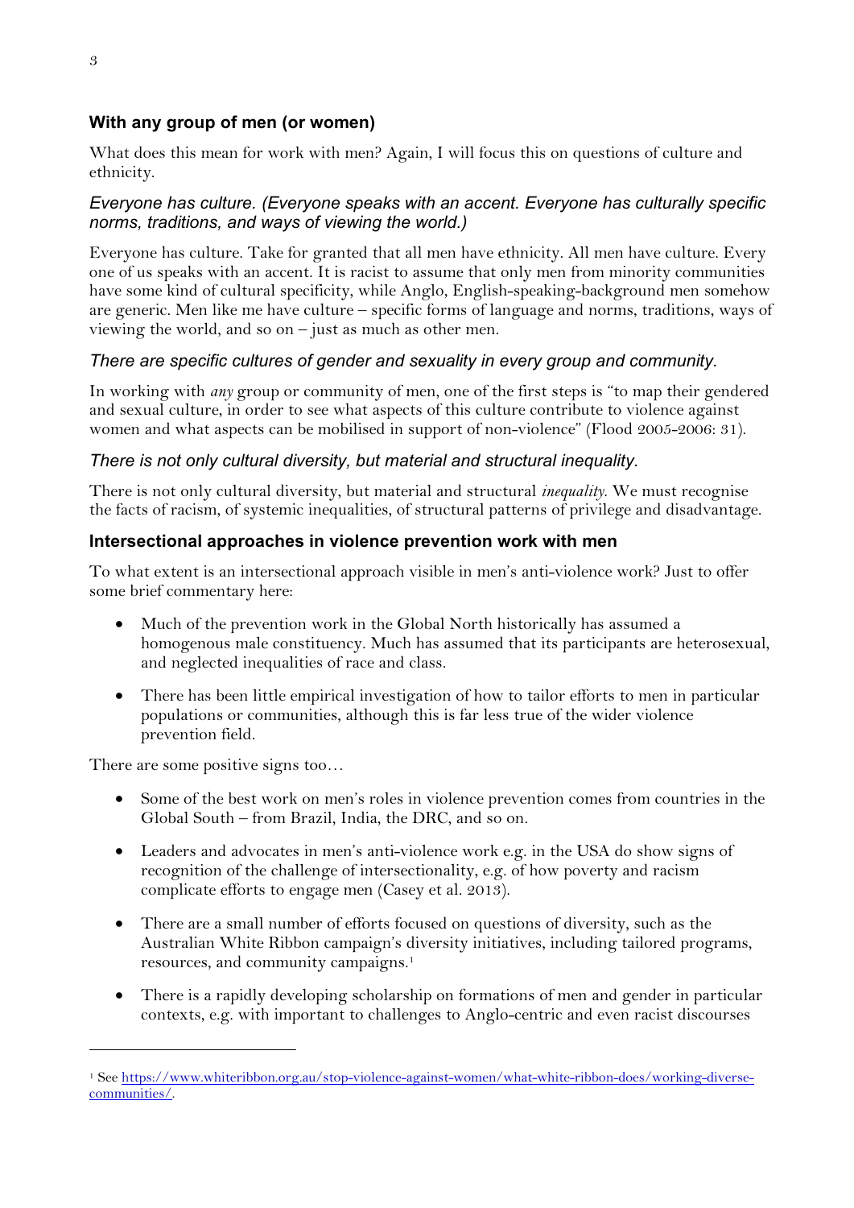### With any group of men (or women)

What does this mean for work with men? Again, I will focus this on questions of culture and ethnicity.

#### *Everyone has culture. (Everyone speaks with an accent. Everyone has culturally specific norms, traditions, and ways of viewing the world.)*

Everyone has culture. Take for granted that all men have ethnicity. All men have culture. Every one of us speaks with an accent. It is racist to assume that only men from minority communities have some kind of cultural specificity, while Anglo, English-speaking-background men somehow are generic. Men like me have culture – specific forms of language and norms, traditions, ways of viewing the world, and so on – just as much as other men.

#### *There are specific cultures of gender and sexuality in every group and community.*

In working with *any* group or community of men, one of the first steps is "to map their gendered and sexual culture, in order to see what aspects of this culture contribute to violence against women and what aspects can be mobilised in support of non-violence" (Flood 2005-2006: 31).

#### *There is not only cultural diversity, but material and structural inequality.*

There is not only cultural diversity, but material and structural *inequality*. We must recognise the facts of racism, of systemic inequalities, of structural patterns of privilege and disadvantage.

### Intersectional approaches in violence prevention work with men

To what extent is an intersectional approach visible in men's anti-violence work? Just to offer some brief commentary here:

- Much of the prevention work in the Global North historically has assumed a homogenous male constituency. Much has assumed that its participants are heterosexual, and neglected inequalities of race and class.
- There has been little empirical investigation of how to tailor efforts to men in particular populations or communities, although this is far less true of the wider violence prevention field.

There are some positive signs too…

- Some of the best work on men's roles in violence prevention comes from countries in the Global South – from Brazil, India, the DRC, and so on.
- Leaders and advocates in men's anti-violence work e.g. in the USA do show signs of recognition of the challenge of intersectionality, e.g. of how poverty and racism complicate efforts to engage men (Casey et al. 2013).
- There are a small number of efforts focused on questions of diversity, such as the Australian White Ribbon campaign's diversity initiatives, including tailored programs, resources, and community campaigns.[1]
- There is a rapidly developing scholarship on formations of men and gender in particular contexts, e.g. with important to challenges to Anglo-centric and even racist discourses

---

[1] See https://www.whiteribbon.org.au/stop-violence-against-women/what-white-ribbon-does/working-diverse-communities/.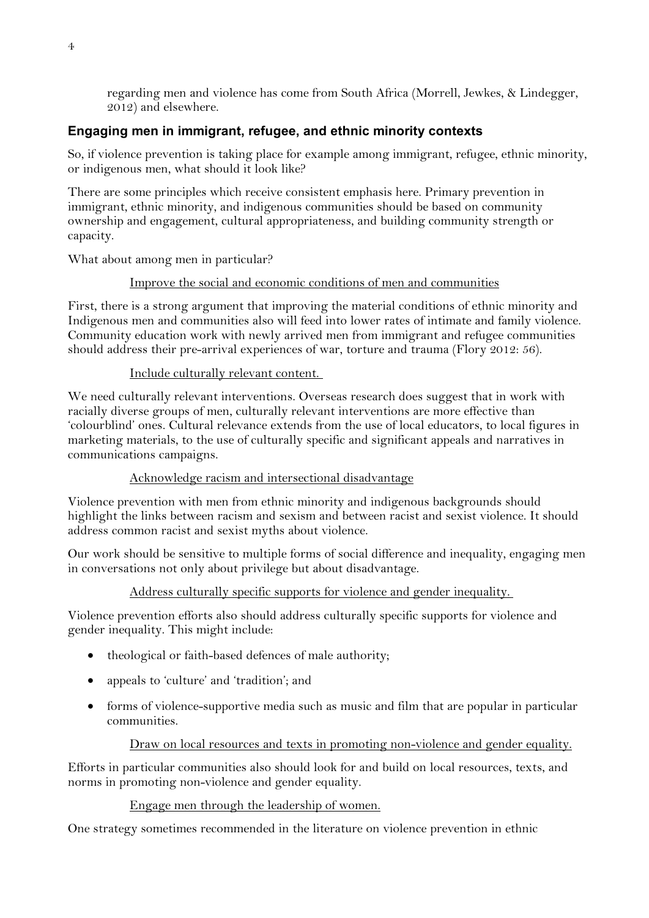regarding men and violence has come from South Africa (Morrell, Jewkes, & Lindegger, 2012) and elsewhere.

## Engaging men in immigrant, refugee, and ethnic minority contexts

So, if violence prevention is taking place for example among immigrant, refugee, ethnic minority, or indigenous men, what should it look like?

There are some principles which receive consistent emphasis here. Primary prevention in immigrant, ethnic minority, and indigenous communities should be based on community ownership and engagement, cultural appropriateness, and building community strength or capacity.

What about among men in particular?

<u>Improve the social and economic conditions of men and communities</u>

First, there is a strong argument that improving the material conditions of ethnic minority and Indigenous men and communities also will feed into lower rates of intimate and family violence. Community education work with newly arrived men from immigrant and refugee communities should address their pre-arrival experiences of war, torture and trauma (Flory 2012: 56).

<u>Include culturally relevant content.</u>

We need culturally relevant interventions. Overseas research does suggest that in work with racially diverse groups of men, culturally relevant interventions are more effective than 'colourblind' ones. Cultural relevance extends from the use of local educators, to local figures in marketing materials, to the use of culturally specific and significant appeals and narratives in communications campaigns.

<u>Acknowledge racism and intersectional disadvantage</u>

Violence prevention with men from ethnic minority and indigenous backgrounds should highlight the links between racism and sexism and between racist and sexist violence. It should address common racist and sexist myths about violence.

Our work should be sensitive to multiple forms of social difference and inequality, engaging men in conversations not only about privilege but about disadvantage.

<u>Address culturally specific supports for violence and gender inequality.</u>

Violence prevention efforts also should address culturally specific supports for violence and gender inequality. This might include:

- theological or faith-based defences of male authority;
- appeals to 'culture' and 'tradition'; and
- forms of violence-supportive media such as music and film that are popular in particular communities.

<u>Draw on local resources and texts in promoting non-violence and gender equality.</u>

Efforts in particular communities also should look for and build on local resources, texts, and norms in promoting non-violence and gender equality.

<u>Engage men through the leadership of women.</u>

One strategy sometimes recommended in the literature on violence prevention in ethnic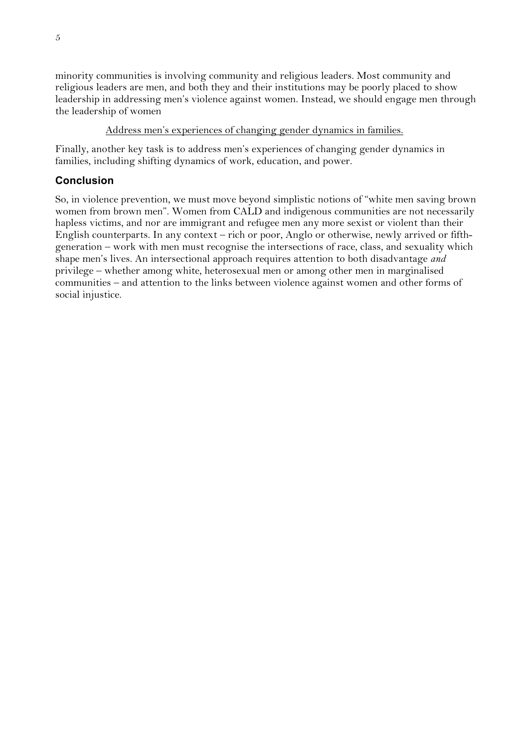minority communities is involving community and religious leaders. Most community and religious leaders are men, and both they and their institutions may be poorly placed to show leadership in addressing men's violence against women. Instead, we should engage men through the leadership of women

<u>Address men's experiences of changing gender dynamics in families.</u>

Finally, another key task is to address men's experiences of changing gender dynamics in families, including shifting dynamics of work, education, and power.

## Conclusion

So, in violence prevention, we must move beyond simplistic notions of "white men saving brown women from brown men". Women from CALD and indigenous communities are not necessarily hapless victims, and nor are immigrant and refugee men any more sexist or violent than their English counterparts. In any context – rich or poor, Anglo or otherwise, newly arrived or fifth-generation – work with men must recognise the intersections of race, class, and sexuality which shape men's lives. An intersectional approach requires attention to both disadvantage *and* privilege – whether among white, heterosexual men or among other men in marginalised communities – and attention to the links between violence against women and other forms of social injustice.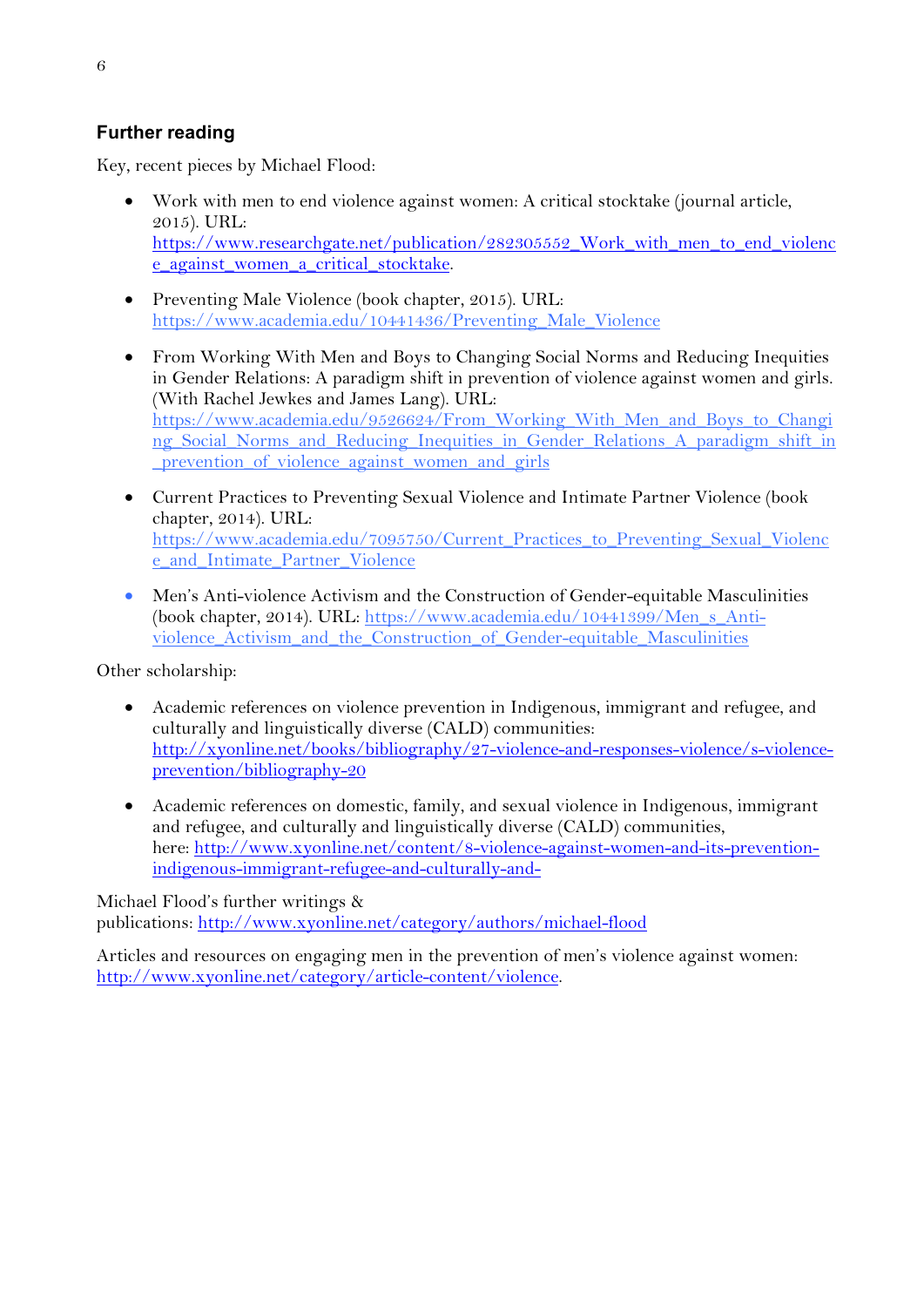## Further reading

Key, recent pieces by Michael Flood:

- Work with men to end violence against women: A critical stocktake (journal article, 2015). URL: https://www.researchgate.net/publication/282305552_Work_with_men_to_end_violence_against_women_a_critical_stocktake.
- Preventing Male Violence (book chapter, 2015). URL: https://www.academia.edu/10441436/Preventing_Male_Violence
- From Working With Men and Boys to Changing Social Norms and Reducing Inequities in Gender Relations: A paradigm shift in prevention of violence against women and girls. (With Rachel Jewkes and James Lang). URL: https://www.academia.edu/9526624/From_Working_With_Men_and_Boys_to_Changing_Social_Norms_and_Reducing_Inequities_in_Gender_Relations_A_paradigm_shift_in_prevention_of_violence_against_women_and_girls
- Current Practices to Preventing Sexual Violence and Intimate Partner Violence (book chapter, 2014). URL: https://www.academia.edu/7095750/Current_Practices_to_Preventing_Sexual_Violence_and_Intimate_Partner_Violence
- Men's Anti-violence Activism and the Construction of Gender-equitable Masculinities (book chapter, 2014). URL: https://www.academia.edu/10441399/Men_s_Anti-violence_Activism_and_the_Construction_of_Gender-equitable_Masculinities

Other scholarship:

- Academic references on violence prevention in Indigenous, immigrant and refugee, and culturally and linguistically diverse (CALD) communities: http://xyonline.net/books/bibliography/27-violence-and-responses-violence/s-violence-prevention/bibliography-20
- Academic references on domestic, family, and sexual violence in Indigenous, immigrant and refugee, and culturally and linguistically diverse (CALD) communities, here: http://www.xyonline.net/content/8-violence-against-women-and-its-prevention-indigenous-immigrant-refugee-and-culturally-and-

Michael Flood's further writings & publications: http://www.xyonline.net/category/authors/michael-flood

Articles and resources on engaging men in the prevention of men's violence against women: http://www.xyonline.net/category/article-content/violence.